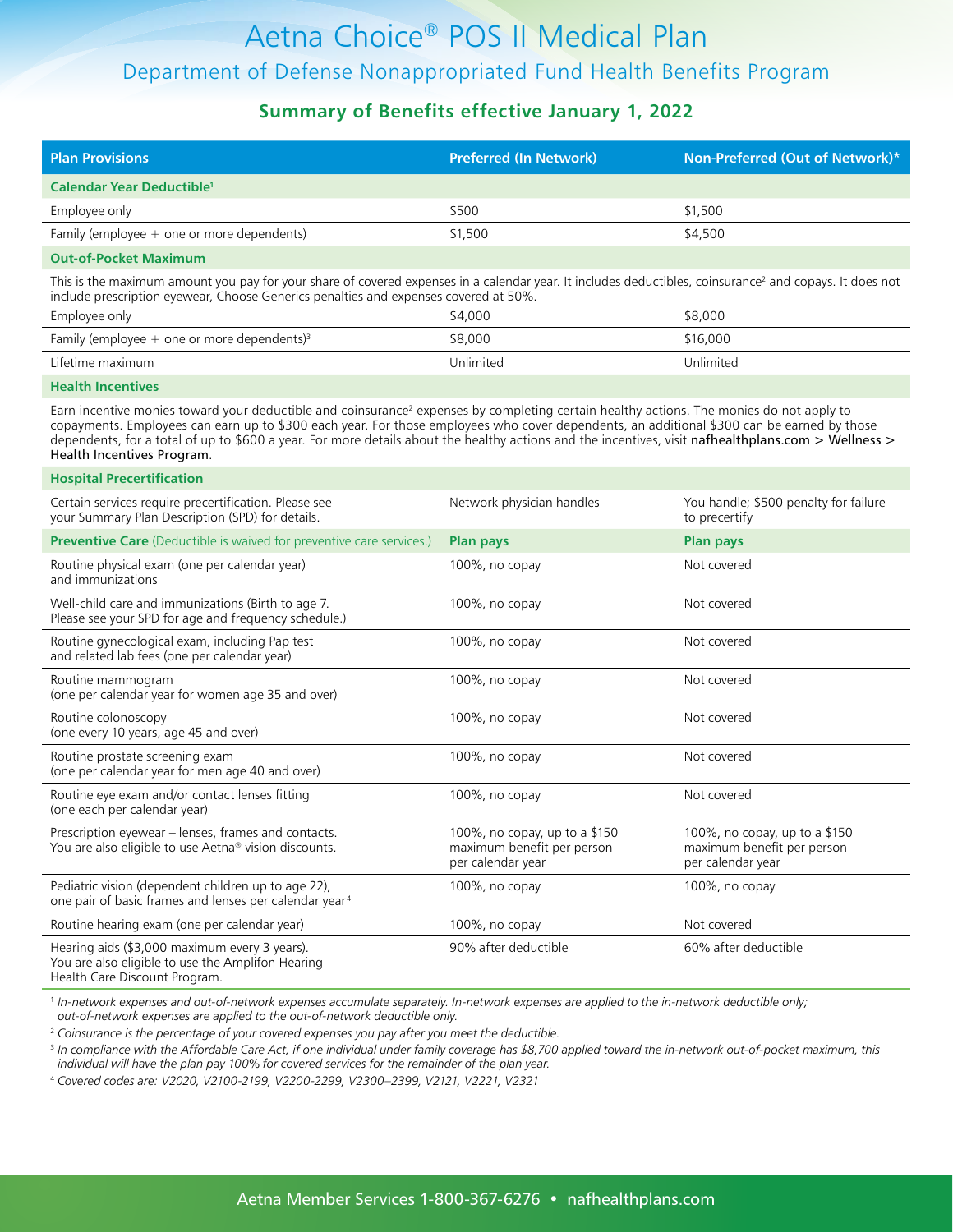# Aetna Choice® POS II Medical Plan

## Department of Defense Nonappropriated Fund Health Benefits Program

### Summary of Benefits effective January 1, 2022

| Plan Provisions | Preferred (In Network) | Non-Preferred (Out of Network)* |
|---|---|---|
| **Calendar Year Deductible**[1] | | |
| Employee only | $500 | $1,500 |
| Family (employee + one or more dependents) | $1,500 | $4,500 |
| **Out-of-Pocket Maximum** | | |
| This is the maximum amount you pay for your share of covered expenses in a calendar year. It includes deductibles, coinsurance[2] and copays. It does not include prescription eyewear, Choose Generics penalties and expenses covered at 50%. | | |
| Employee only | $4,000 | $8,000 |
| Family (employee + one or more dependents)[3] | $8,000 | $16,000 |
| Lifetime maximum | Unlimited | Unlimited |
| **Health Incentives** | | |
| Earn incentive monies toward your deductible and coinsurance[2] expenses by completing certain healthy actions. The monies do not apply to copayments. Employees can earn up to $300 each year. For those employees who cover dependents, an additional $300 can be earned by those dependents, for a total of up to $600 a year. For more details about the healthy actions and the incentives, visit nafhealthplans.com > Wellness > Health Incentives Program. | | |
| **Hospital Precertification** | | |
| Certain services require precertification. Please see your Summary Plan Description (SPD) for details. | Network physician handles | You handle; $500 penalty for failure to precertify |
| **Preventive Care** (Deductible is waived for preventive care services.) | **Plan pays** | **Plan pays** |
| Routine physical exam (one per calendar year) and immunizations | 100%, no copay | Not covered |
| Well-child care and immunizations (Birth to age 7. Please see your SPD for age and frequency schedule.) | 100%, no copay | Not covered |
| Routine gynecological exam, including Pap test and related lab fees (one per calendar year) | 100%, no copay | Not covered |
| Routine mammogram (one per calendar year for women age 35 and over) | 100%, no copay | Not covered |
| Routine colonoscopy (one every 10 years, age 45 and over) | 100%, no copay | Not covered |
| Routine prostate screening exam (one per calendar year for men age 40 and over) | 100%, no copay | Not covered |
| Routine eye exam and/or contact lenses fitting (one each per calendar year) | 100%, no copay | Not covered |
| Prescription eyewear – lenses, frames and contacts. You are also eligible to use Aetna® vision discounts. | 100%, no copay, up to a $150 maximum benefit per person per calendar year | 100%, no copay, up to a $150 maximum benefit per person per calendar year |
| Pediatric vision (dependent children up to age 22), one pair of basic frames and lenses per calendar year[4] | 100%, no copay | 100%, no copay |
| Routine hearing exam (one per calendar year) | 100%, no copay | Not covered |
| Hearing aids ($3,000 maximum every 3 years). You are also eligible to use the Amplifon Hearing Health Care Discount Program. | 90% after deductible | 60% after deductible |

[1] *In-network expenses and out-of-network expenses accumulate separately. In-network expenses are applied to the in-network deductible only; out-of-network expenses are applied to the out-of-network deductible only.*

[2] *Coinsurance is the percentage of your covered expenses you pay after you meet the deductible.*

[3] *In compliance with the Affordable Care Act, if one individual under family coverage has $8,700 applied toward the in-network out-of-pocket maximum, this individual will have the plan pay 100% for covered services for the remainder of the plan year.*

[4] *Covered codes are: V2020, V2100-2199, V2200-2299, V2300–2399, V2121, V2221, V2321*

Aetna Member Services 1-800-367-6276 • nafhealthplans.com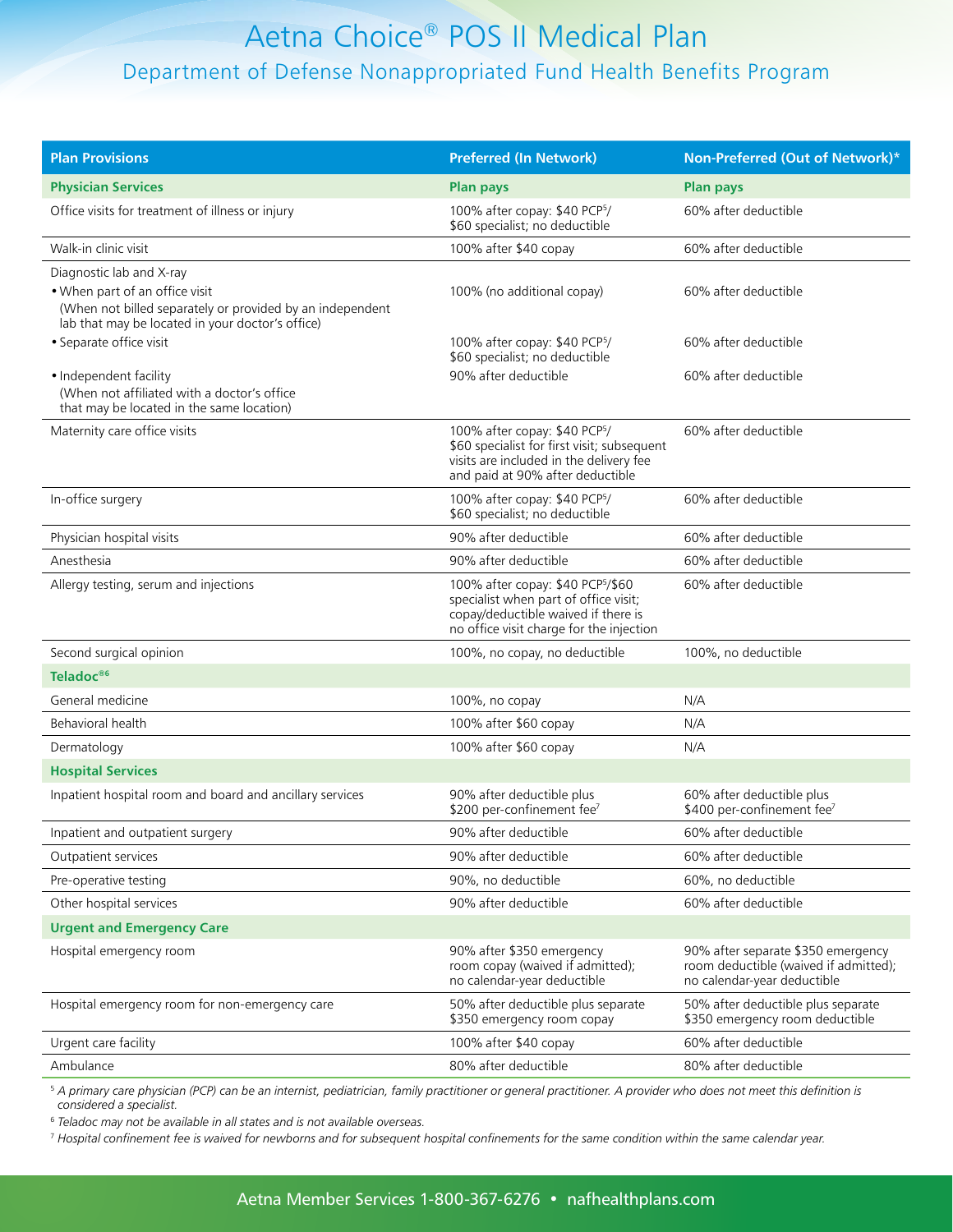# Aetna Choice® POS II Medical Plan

## Department of Defense Nonappropriated Fund Health Benefits Program

| Plan Provisions | Preferred (In Network) | Non-Preferred (Out of Network)* |
|---|---|---|
| **Physician Services** | **Plan pays** | **Plan pays** |
| Office visits for treatment of illness or injury | 100% after copay: $40 PCP[5]/ $60 specialist; no deductible | 60% after deductible |
| Walk-in clinic visit | 100% after $40 copay | 60% after deductible |
| Diagnostic lab and X-ray | | |
| • When part of an office visit (When not billed separately or provided by an independent lab that may be located in your doctor's office) | 100% (no additional copay) | 60% after deductible |
| • Separate office visit | 100% after copay: $40 PCP[5]/ $60 specialist; no deductible | 60% after deductible |
| • Independent facility (When not affiliated with a doctor's office that may be located in the same location) | 90% after deductible | 60% after deductible |
| Maternity care office visits | 100% after copay: $40 PCP[5]/ $60 specialist for first visit; subsequent visits are included in the delivery fee and paid at 90% after deductible | 60% after deductible |
| In-office surgery | 100% after copay: $40 PCP[5]/ $60 specialist; no deductible | 60% after deductible |
| Physician hospital visits | 90% after deductible | 60% after deductible |
| Anesthesia | 90% after deductible | 60% after deductible |
| Allergy testing, serum and injections | 100% after copay: $40 PCP[5]/$60 specialist when part of office visit; copay/deductible waived if there is no office visit charge for the injection | 60% after deductible |
| Second surgical opinion | 100%, no copay, no deductible | 100%, no deductible |
| **Teladoc®[6]** | | |
| General medicine | 100%, no copay | N/A |
| Behavioral health | 100% after $60 copay | N/A |
| Dermatology | 100% after $60 copay | N/A |
| **Hospital Services** | | |
| Inpatient hospital room and board and ancillary services | 90% after deductible plus $200 per-confinement fee[7] | 60% after deductible plus $400 per-confinement fee[7] |
| Inpatient and outpatient surgery | 90% after deductible | 60% after deductible |
| Outpatient services | 90% after deductible | 60% after deductible |
| Pre-operative testing | 90%, no deductible | 60%, no deductible |
| Other hospital services | 90% after deductible | 60% after deductible |
| **Urgent and Emergency Care** | | |
| Hospital emergency room | 90% after $350 emergency room copay (waived if admitted); no calendar-year deductible | 90% after separate $350 emergency room deductible (waived if admitted); no calendar-year deductible |
| Hospital emergency room for non-emergency care | 50% after deductible plus separate $350 emergency room copay | 50% after deductible plus separate $350 emergency room deductible |
| Urgent care facility | 100% after $40 copay | 60% after deductible |
| Ambulance | 80% after deductible | 80% after deductible |

[5] *A primary care physician (PCP) can be an internist, pediatrician, family practitioner or general practitioner. A provider who does not meet this definition is considered a specialist.*

[6] *Teladoc may not be available in all states and is not available overseas.*

[7] *Hospital confinement fee is waived for newborns and for subsequent hospital confinements for the same condition within the same calendar year.*

Aetna Member Services 1-800-367-6276 • nafhealthplans.com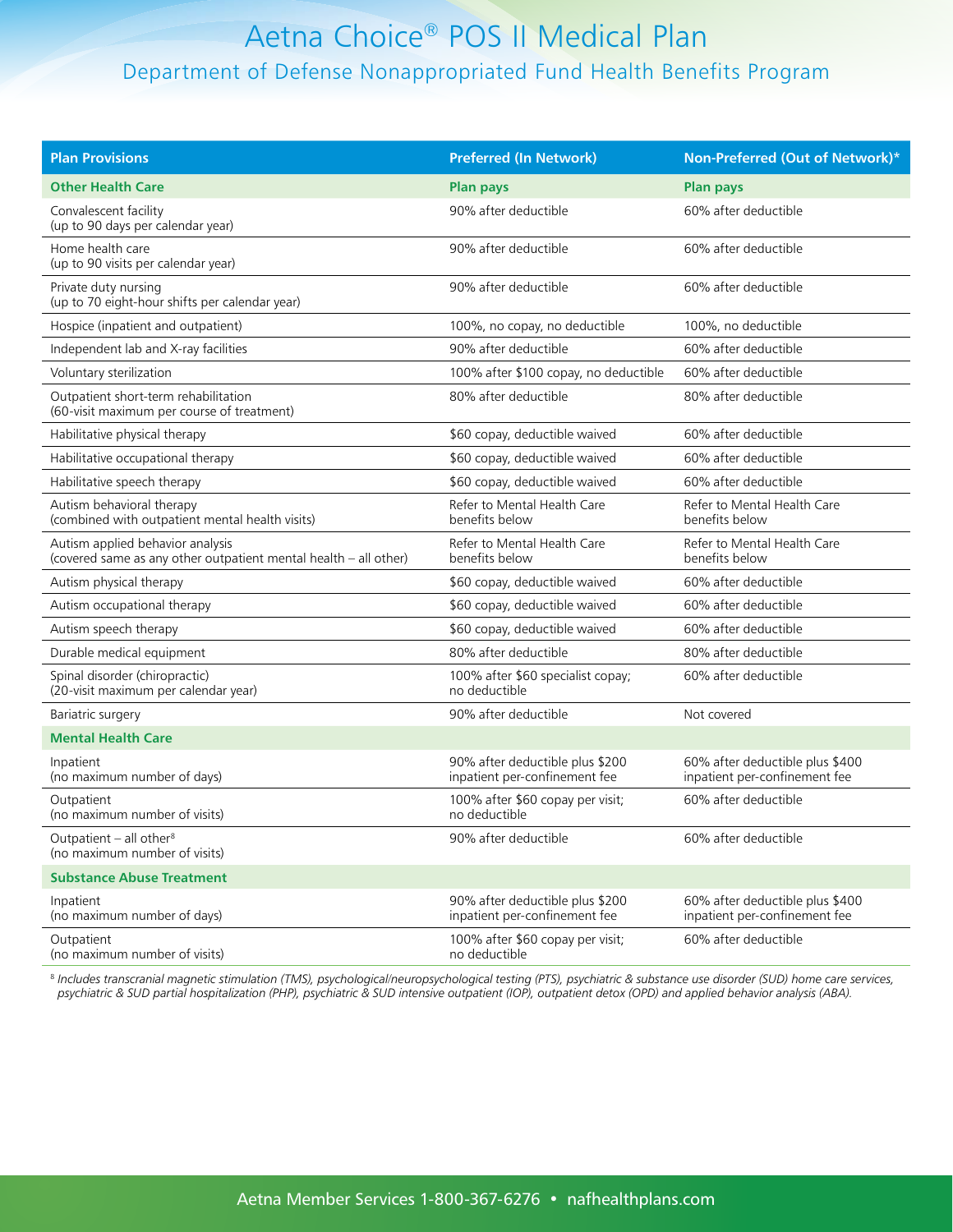# Aetna Choice® POS II Medical Plan

## Department of Defense Nonappropriated Fund Health Benefits Program

| Plan Provisions | Preferred (In Network) | Non-Preferred (Out of Network)* |
|---|---|---|
| **Other Health Care** | **Plan pays** | **Plan pays** |
| Convalescent facility (up to 90 days per calendar year) | 90% after deductible | 60% after deductible |
| Home health care (up to 90 visits per calendar year) | 90% after deductible | 60% after deductible |
| Private duty nursing (up to 70 eight-hour shifts per calendar year) | 90% after deductible | 60% after deductible |
| Hospice (inpatient and outpatient) | 100%, no copay, no deductible | 100%, no deductible |
| Independent lab and X-ray facilities | 90% after deductible | 60% after deductible |
| Voluntary sterilization | 100% after $100 copay, no deductible | 60% after deductible |
| Outpatient short-term rehabilitation (60-visit maximum per course of treatment) | 80% after deductible | 80% after deductible |
| Habilitative physical therapy | $60 copay, deductible waived | 60% after deductible |
| Habilitative occupational therapy | $60 copay, deductible waived | 60% after deductible |
| Habilitative speech therapy | $60 copay, deductible waived | 60% after deductible |
| Autism behavioral therapy (combined with outpatient mental health visits) | Refer to Mental Health Care benefits below | Refer to Mental Health Care benefits below |
| Autism applied behavior analysis (covered same as any other outpatient mental health – all other) | Refer to Mental Health Care benefits below | Refer to Mental Health Care benefits below |
| Autism physical therapy | $60 copay, deductible waived | 60% after deductible |
| Autism occupational therapy | $60 copay, deductible waived | 60% after deductible |
| Autism speech therapy | $60 copay, deductible waived | 60% after deductible |
| Durable medical equipment | 80% after deductible | 80% after deductible |
| Spinal disorder (chiropractic) (20-visit maximum per calendar year) | 100% after $60 specialist copay; no deductible | 60% after deductible |
| Bariatric surgery | 90% after deductible | Not covered |
| **Mental Health Care** | | |
| Inpatient (no maximum number of days) | 90% after deductible plus $200 inpatient per-confinement fee | 60% after deductible plus $400 inpatient per-confinement fee |
| Outpatient (no maximum number of visits) | 100% after $60 copay per visit; no deductible | 60% after deductible |
| Outpatient – all other[8] (no maximum number of visits) | 90% after deductible | 60% after deductible |
| **Substance Abuse Treatment** | | |
| Inpatient (no maximum number of days) | 90% after deductible plus $200 inpatient per-confinement fee | 60% after deductible plus $400 inpatient per-confinement fee |
| Outpatient (no maximum number of visits) | 100% after $60 copay per visit; no deductible | 60% after deductible |

[8] *Includes transcranial magnetic stimulation (TMS), psychological/neuropsychological testing (PTS), psychiatric & substance use disorder (SUD) home care services, psychiatric & SUD partial hospitalization (PHP), psychiatric & SUD intensive outpatient (IOP), outpatient detox (OPD) and applied behavior analysis (ABA).*

Aetna Member Services 1-800-367-6276 • nafhealthplans.com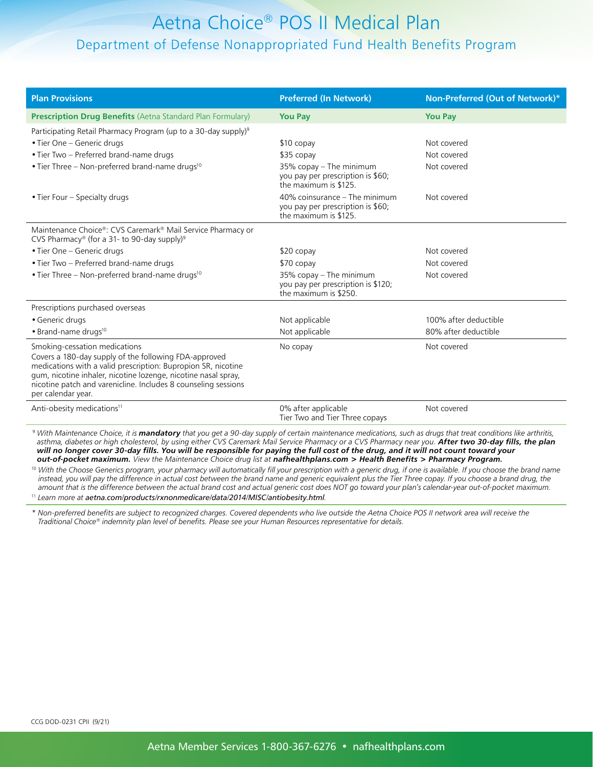# Aetna Choice® POS II Medical Plan

## Department of Defense Nonappropriated Fund Health Benefits Program

| Plan Provisions | Preferred (In Network) | Non-Preferred (Out of Network)* |
|---|---|---|
| **Prescription Drug Benefits** (Aetna Standard Plan Formulary) | **You Pay** | **You Pay** |
| Participating Retail Pharmacy Program (up to a 30-day supply)[9] | | |
| • Tier One – Generic drugs | $10 copay | Not covered |
| • Tier Two – Preferred brand-name drugs | $35 copay | Not covered |
| • Tier Three – Non-preferred brand-name drugs[10] | 35% copay – The minimum you pay per prescription is $60; the maximum is $125. | Not covered |
| • Tier Four – Specialty drugs | 40% coinsurance – The minimum you pay per prescription is $60; the maximum is $125. | Not covered |
| Maintenance Choice®: CVS Caremark® Mail Service Pharmacy or CVS Pharmacy® (for a 31- to 90-day supply)[9] | | |
| • Tier One – Generic drugs | $20 copay | Not covered |
| • Tier Two – Preferred brand-name drugs | $70 copay | Not covered |
| • Tier Three – Non-preferred brand-name drugs[10] | 35% copay – The minimum you pay per prescription is $120; the maximum is $250. | Not covered |
| Prescriptions purchased overseas | | |
| • Generic drugs | Not applicable | 100% after deductible |
| • Brand-name drugs[10] | Not applicable | 80% after deductible |
| Smoking-cessation medications<br>Covers a 180-day supply of the following FDA-approved medications with a valid prescription: Bupropion SR, nicotine gum, nicotine inhaler, nicotine lozenge, nicotine nasal spray, nicotine patch and varenicline. Includes 8 counseling sessions per calendar year. | No copay | Not covered |
| Anti-obesity medications[11] | 0% after applicable Tier Two and Tier Three copays | Not covered |

[9] *With Maintenance Choice, it is* ***mandatory*** *that you get a 90-day supply of certain maintenance medications, such as drugs that treat conditions like arthritis, asthma, diabetes or high cholesterol, by using either CVS Caremark Mail Service Pharmacy or a CVS Pharmacy near you.* ***After two 30-day fills, the plan will no longer cover 30-day fills. You will be responsible for paying the full cost of the drug, and it will not count toward your out-of-pocket maximum.*** *View the Maintenance Choice drug list at* ***nafhealthplans.com > Health Benefits > Pharmacy Program.***

[10] *With the Choose Generics program, your pharmacy will automatically fill your prescription with a generic drug, if one is available. If you choose the brand name instead, you will pay the difference in actual cost between the brand name and generic equivalent plus the Tier Three copay. If you choose a brand drug, the amount that is the difference between the actual brand cost and actual generic cost does NOT go toward your plan's calendar-year out-of-pocket maximum.*

[11] *Learn more at* ***aetna.com/products/rxnonmedicare/data/2014/MISC/antiobesity.html****.*

\* *Non-preferred benefits are subject to recognized charges. Covered dependents who live outside the Aetna Choice POS II network area will receive the Traditional Choice® indemnity plan level of benefits. Please see your Human Resources representative for details.*

CCG DOD-0231 CPII (9/21)

Aetna Member Services 1-800-367-6276 • nafhealthplans.com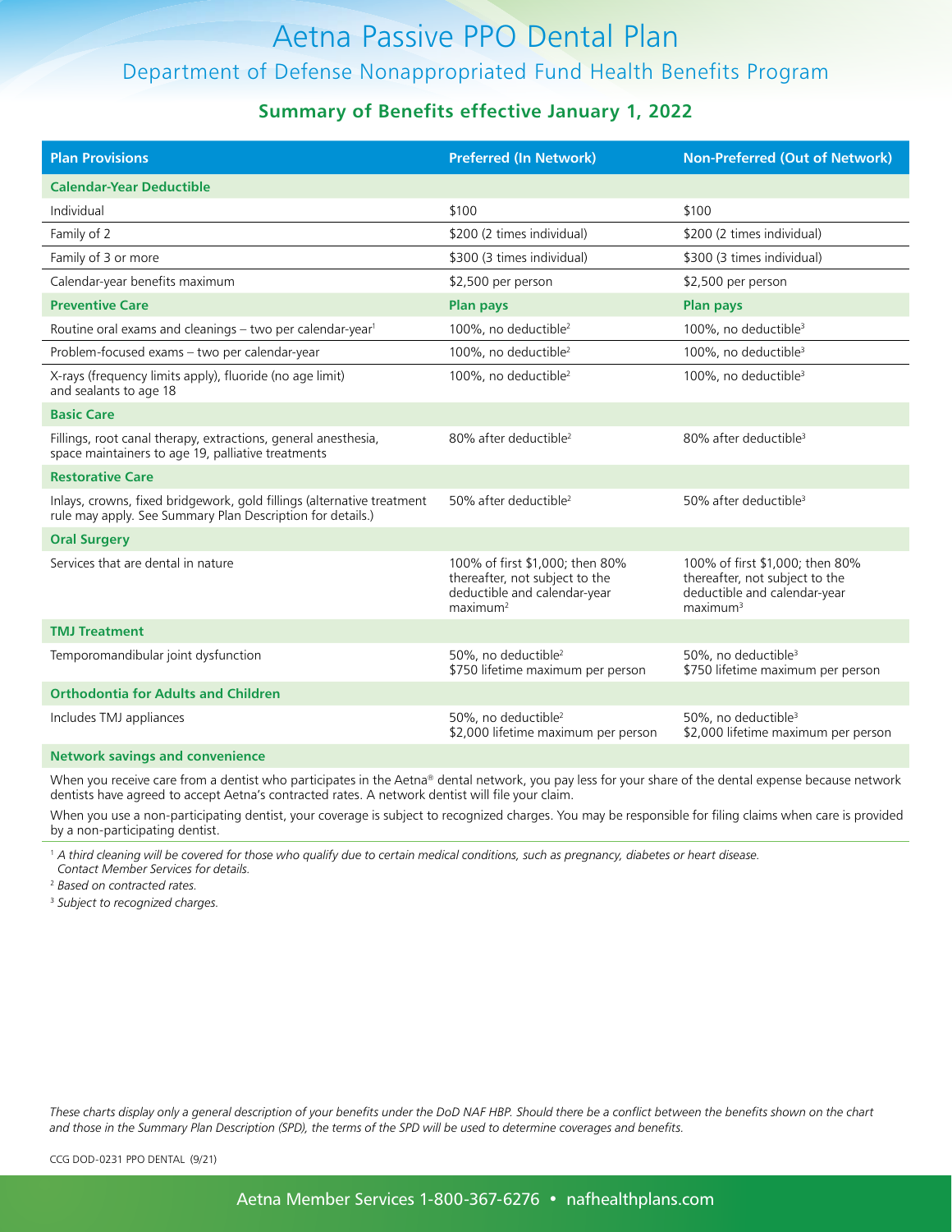# Aetna Passive PPO Dental Plan

## Department of Defense Nonappropriated Fund Health Benefits Program

### Summary of Benefits effective January 1, 2022

| Plan Provisions | Preferred (In Network) | Non-Preferred (Out of Network) |
|---|---|---|
| **Calendar-Year Deductible** | | |
| Individual | $100 | $100 |
| Family of 2 | $200 (2 times individual) | $200 (2 times individual) |
| Family of 3 or more | $300 (3 times individual) | $300 (3 times individual) |
| Calendar-year benefits maximum | $2,500 per person | $2,500 per person |
| **Preventive Care** | **Plan pays** | **Plan pays** |
| Routine oral exams and cleanings – two per calendar-year[1] | 100%, no deductible[2] | 100%, no deductible[3] |
| Problem-focused exams – two per calendar-year | 100%, no deductible[2] | 100%, no deductible[3] |
| X-rays (frequency limits apply), fluoride (no age limit) and sealants to age 18 | 100%, no deductible[2] | 100%, no deductible[3] |
| **Basic Care** | | |
| Fillings, root canal therapy, extractions, general anesthesia, space maintainers to age 19, palliative treatments | 80% after deductible[2] | 80% after deductible[3] |
| **Restorative Care** | | |
| Inlays, crowns, fixed bridgework, gold fillings (alternative treatment rule may apply. See Summary Plan Description for details.) | 50% after deductible[2] | 50% after deductible[3] |
| **Oral Surgery** | | |
| Services that are dental in nature | 100% of first $1,000; then 80% thereafter, not subject to the deductible and calendar-year maximum[2] | 100% of first $1,000; then 80% thereafter, not subject to the deductible and calendar-year maximum[3] |
| **TMJ Treatment** | | |
| Temporomandibular joint dysfunction | 50%, no deductible[2] $750 lifetime maximum per person | 50%, no deductible[3] $750 lifetime maximum per person |
| **Orthodontia for Adults and Children** | | |
| Includes TMJ appliances | 50%, no deductible[2] $2,000 lifetime maximum per person | 50%, no deductible[3] $2,000 lifetime maximum per person |

**Network savings and convenience**

When you receive care from a dentist who participates in the Aetna® dental network, you pay less for your share of the dental expense because network dentists have agreed to accept Aetna's contracted rates. A network dentist will file your claim.

When you use a non-participating dentist, your coverage is subject to recognized charges. You may be responsible for filing claims when care is provided by a non-participating dentist.

[1] *A third cleaning will be covered for those who qualify due to certain medical conditions, such as pregnancy, diabetes or heart disease. Contact Member Services for details.*

[2] *Based on contracted rates.*

[3] *Subject to recognized charges.*

*These charts display only a general description of your benefits under the DoD NAF HBP. Should there be a conflict between the benefits shown on the chart and those in the Summary Plan Description (SPD), the terms of the SPD will be used to determine coverages and benefits.*

CCG DOD-0231 PPO DENTAL (9/21)

Aetna Member Services 1-800-367-6276 • nafhealthplans.com